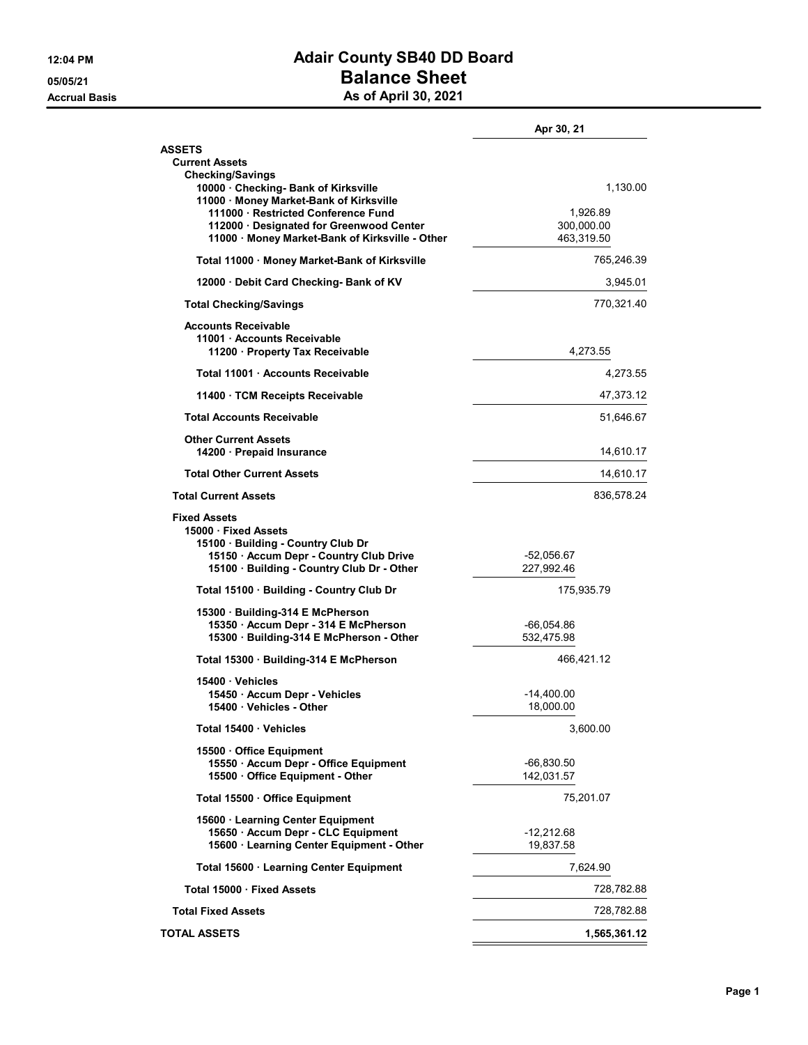12:04 PM

05/05/21

Accrual Basis

# Adair County SB40 DD Board

## Balance Sheet

### As of April 30, 2021

| | Apr 30, 21 | |
|---|---|---|
| **ASSETS** | | |
| **Current Assets** | | |
| **Checking/Savings** | | |
| 10000 · Checking- Bank of Kirksville | | 1,130.00 |
| 11000 · Money Market-Bank of Kirksville | | |
| 111000 · Restricted Conference Fund | 1,926.89 | |
| 112000 · Designated for Greenwood Center | 300,000.00 | |
| 11000 · Money Market-Bank of Kirksville - Other | 463,319.50 | |
| **Total 11000 · Money Market-Bank of Kirksville** | | 765,246.39 |
| 12000 · Debit Card Checking- Bank of KV | | 3,945.01 |
| **Total Checking/Savings** | | 770,321.40 |
| **Accounts Receivable** | | |
| 11001 · Accounts Receivable | | |
| 11200 · Property Tax Receivable | 4,273.55 | |
| **Total 11001 · Accounts Receivable** | | 4,273.55 |
| 11400 · TCM Receipts Receivable | | 47,373.12 |
| **Total Accounts Receivable** | | 51,646.67 |
| **Other Current Assets** | | |
| 14200 · Prepaid Insurance | | 14,610.17 |
| **Total Other Current Assets** | | 14,610.17 |
| **Total Current Assets** | | 836,578.24 |
| **Fixed Assets** | | |
| 15000 · Fixed Assets | | |
| 15100 · Building - Country Club Dr | | |
| 15150 · Accum Depr - Country Club Drive | -52,056.67 | |
| 15100 · Building - Country Club Dr - Other | 227,992.46 | |
| **Total 15100 · Building - Country Club Dr** | 175,935.79 | |
| 15300 · Building-314 E McPherson | | |
| 15350 · Accum Depr - 314 E McPherson | -66,054.86 | |
| 15300 · Building-314 E McPherson - Other | 532,475.98 | |
| **Total 15300 · Building-314 E McPherson** | 466,421.12 | |
| 15400 · Vehicles | | |
| 15450 · Accum Depr - Vehicles | -14,400.00 | |
| 15400 · Vehicles - Other | 18,000.00 | |
| **Total 15400 · Vehicles** | 3,600.00 | |
| 15500 · Office Equipment | | |
| 15550 · Accum Depr - Office Equipment | -66,830.50 | |
| 15500 · Office Equipment - Other | 142,031.57 | |
| **Total 15500 · Office Equipment** | 75,201.07 | |
| 15600 · Learning Center Equipment | | |
| 15650 · Accum Depr - CLC Equipment | -12,212.68 | |
| 15600 · Learning Center Equipment - Other | 19,837.58 | |
| **Total 15600 · Learning Center Equipment** | 7,624.90 | |
| **Total 15000 · Fixed Assets** | | 728,782.88 |
| **Total Fixed Assets** | | 728,782.88 |
| **TOTAL ASSETS** | | **1,565,361.12** |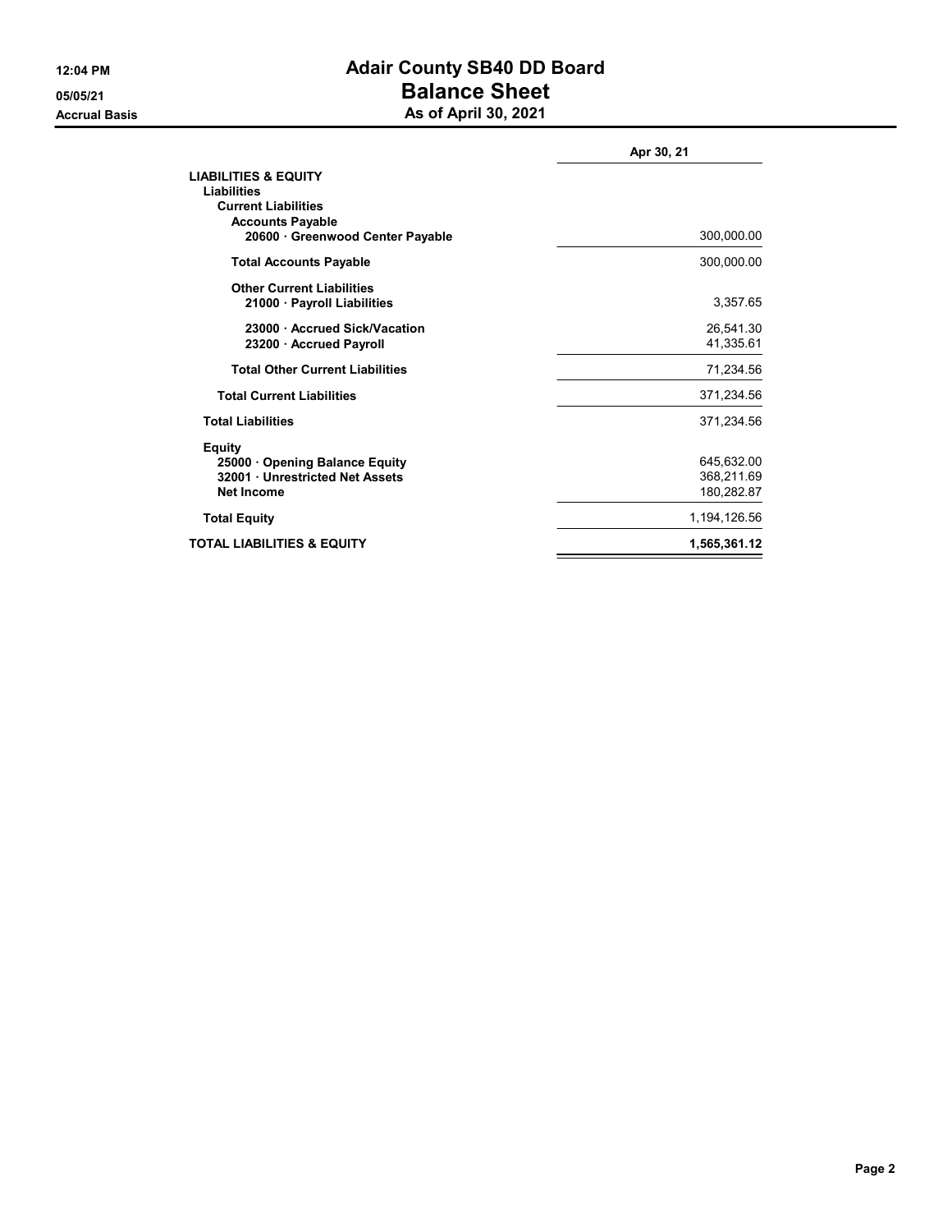# Adair County SB40 DD Board

## Balance Sheet

### As of April 30, 2021

12:04 PM
05/05/21
Accrual Basis

| | Apr 30, 21 |
|---|---|
| **LIABILITIES & EQUITY** | |
| **Liabilities** | |
| **Current Liabilities** | |
| **Accounts Payable** | |
| **20600 · Greenwood Center Payable** | 300,000.00 |
| **Total Accounts Payable** | 300,000.00 |
| **Other Current Liabilities** | |
| **21000 · Payroll Liabilities** | 3,357.65 |
| **23000 · Accrued Sick/Vacation** | 26,541.30 |
| **23200 · Accrued Payroll** | 41,335.61 |
| **Total Other Current Liabilities** | 71,234.56 |
| **Total Current Liabilities** | 371,234.56 |
| **Total Liabilities** | 371,234.56 |
| **Equity** | |
| **25000 · Opening Balance Equity** | 645,632.00 |
| **32001 · Unrestricted Net Assets** | 368,211.69 |
| **Net Income** | 180,282.87 |
| **Total Equity** | 1,194,126.56 |
| **TOTAL LIABILITIES & EQUITY** | **1,565,361.12** |